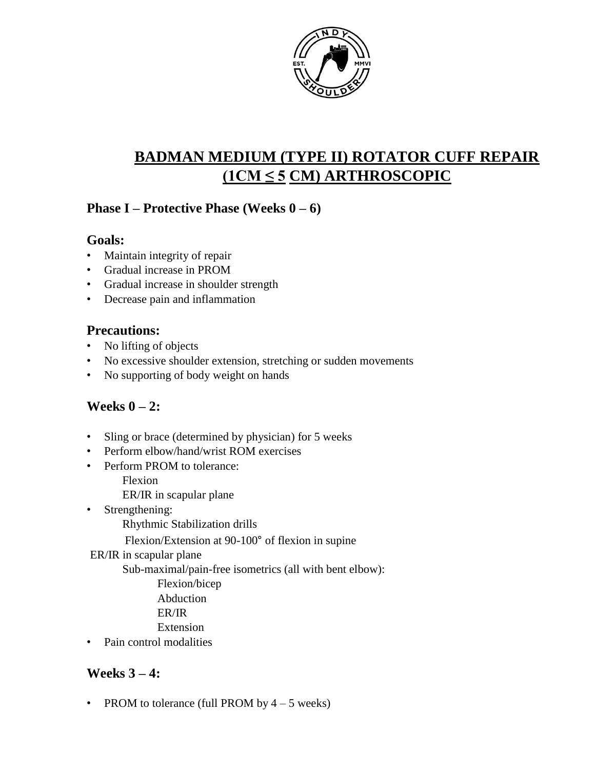# BADMAN MEDIUM (TYPE II) ROTATOR CUFF REPAIR (1CM ≤ 5 CM) ARTHROSCOPIC

## Phase I – Protective Phase (Weeks 0 – 6)

### Goals:

- Maintain integrity of repair
- Gradual increase in PROM
- Gradual increase in shoulder strength
- Decrease pain and inflammation

### Precautions:

- No lifting of objects
- No excessive shoulder extension, stretching or sudden movements
- No supporting of body weight on hands

### Weeks 0 – 2:

- Sling or brace (determined by physician) for 5 weeks
- Perform elbow/hand/wrist ROM exercises
- Perform PROM to tolerance:
  - Flexion
  - ER/IR in scapular plane
- Strengthening:
  - Rhythmic Stabilization drills
    - Flexion/Extension at 90-100° of flexion in supine
    - ER/IR in scapular plane
  - Sub-maximal/pain-free isometrics (all with bent elbow):
    - Flexion/bicep
    - Abduction
    - ER/IR
    - Extension
- Pain control modalities

### Weeks 3 – 4:

- PROM to tolerance (full PROM by 4 – 5 weeks)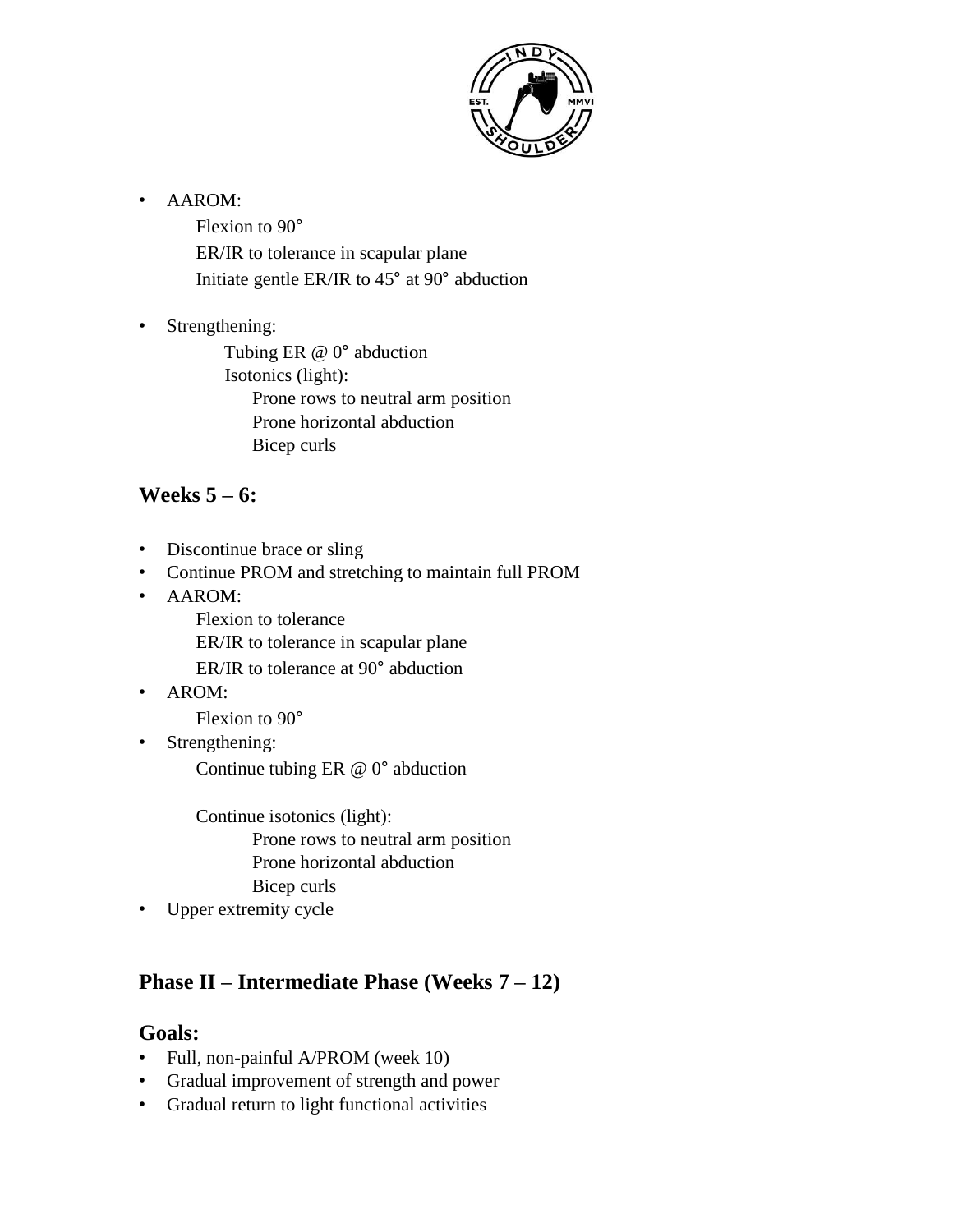- AAROM:
  - Flexion to 90°
  - ER/IR to tolerance in scapular plane
  - Initiate gentle ER/IR to 45° at 90° abduction
- Strengthening:
  - Tubing ER @ 0° abduction
  - Isotonics (light):
    - Prone rows to neutral arm position
    - Prone horizontal abduction
    - Bicep curls

### Weeks 5 – 6:

- Discontinue brace or sling
- Continue PROM and stretching to maintain full PROM
- AAROM:
  - Flexion to tolerance
  - ER/IR to tolerance in scapular plane
  - ER/IR to tolerance at 90° abduction
- AROM:
  - Flexion to 90°
- Strengthening:
  - Continue tubing ER @ 0° abduction
  - Continue isotonics (light):
    - Prone rows to neutral arm position
    - Prone horizontal abduction
    - Bicep curls
- Upper extremity cycle

## Phase II – Intermediate Phase (Weeks 7 – 12)

### Goals:

- Full, non-painful A/PROM (week 10)
- Gradual improvement of strength and power
- Gradual return to light functional activities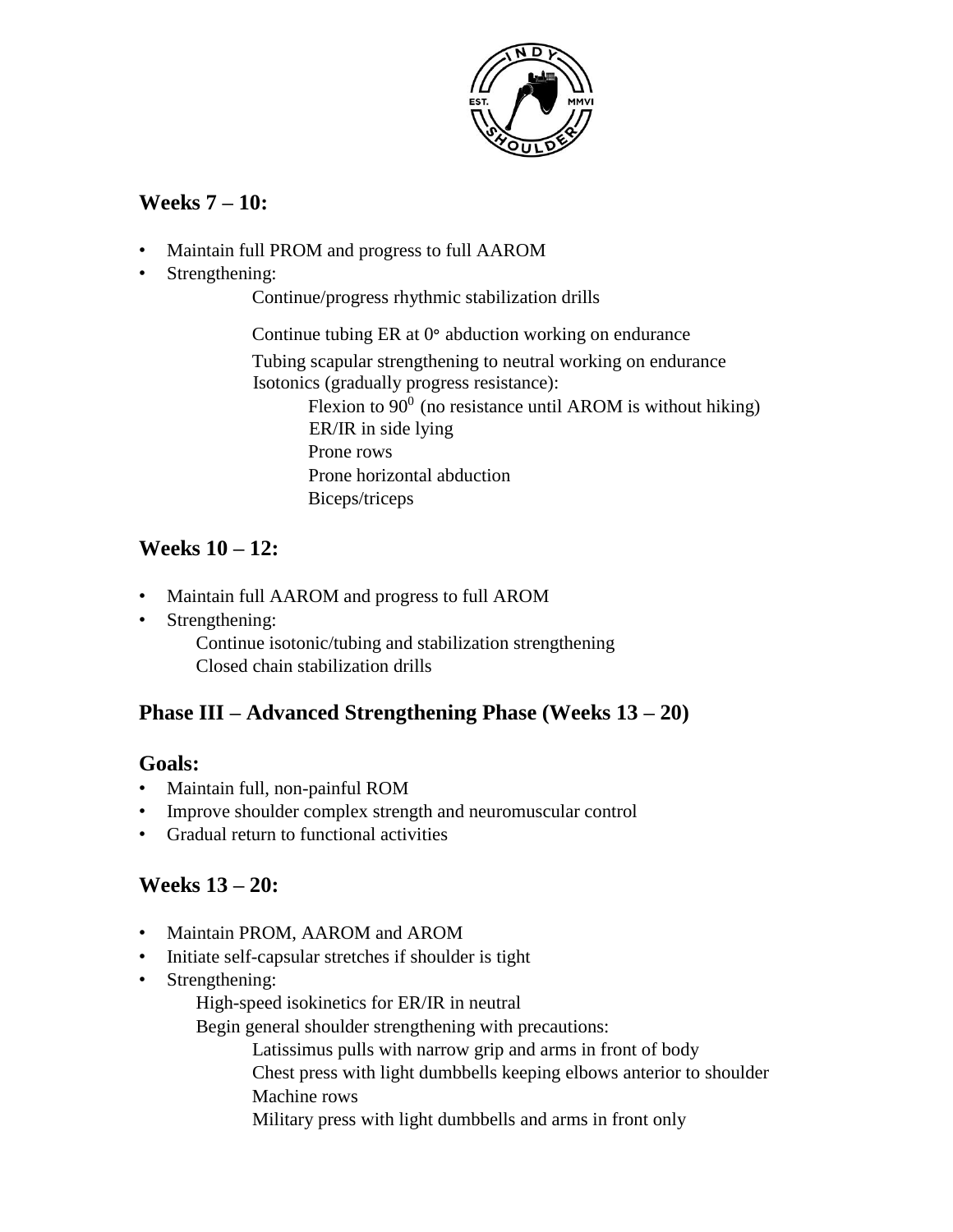## Weeks 7 – 10:

- Maintain full PROM and progress to full AAROM
- Strengthening:
  - Continue/progress rhythmic stabilization drills
  - Continue tubing ER at 0° abduction working on endurance
  - Tubing scapular strengthening to neutral working on endurance
  - Isotonics (gradually progress resistance):
    - Flexion to $90^0$ (no resistance until AROM is without hiking)
    - ER/IR in side lying
    - Prone rows
    - Prone horizontal abduction
    - Biceps/triceps

## Weeks 10 – 12:

- Maintain full AAROM and progress to full AROM
- Strengthening:
  - Continue isotonic/tubing and stabilization strengthening
  - Closed chain stabilization drills

## Phase III – Advanced Strengthening Phase (Weeks 13 – 20)

### Goals:

- Maintain full, non-painful ROM
- Improve shoulder complex strength and neuromuscular control
- Gradual return to functional activities

## Weeks 13 – 20:

- Maintain PROM, AAROM and AROM
- Initiate self-capsular stretches if shoulder is tight
- Strengthening:
  - High-speed isokinetics for ER/IR in neutral
  - Begin general shoulder strengthening with precautions:
    - Latissimus pulls with narrow grip and arms in front of body
    - Chest press with light dumbbells keeping elbows anterior to shoulder
    - Machine rows
    - Military press with light dumbbells and arms in front only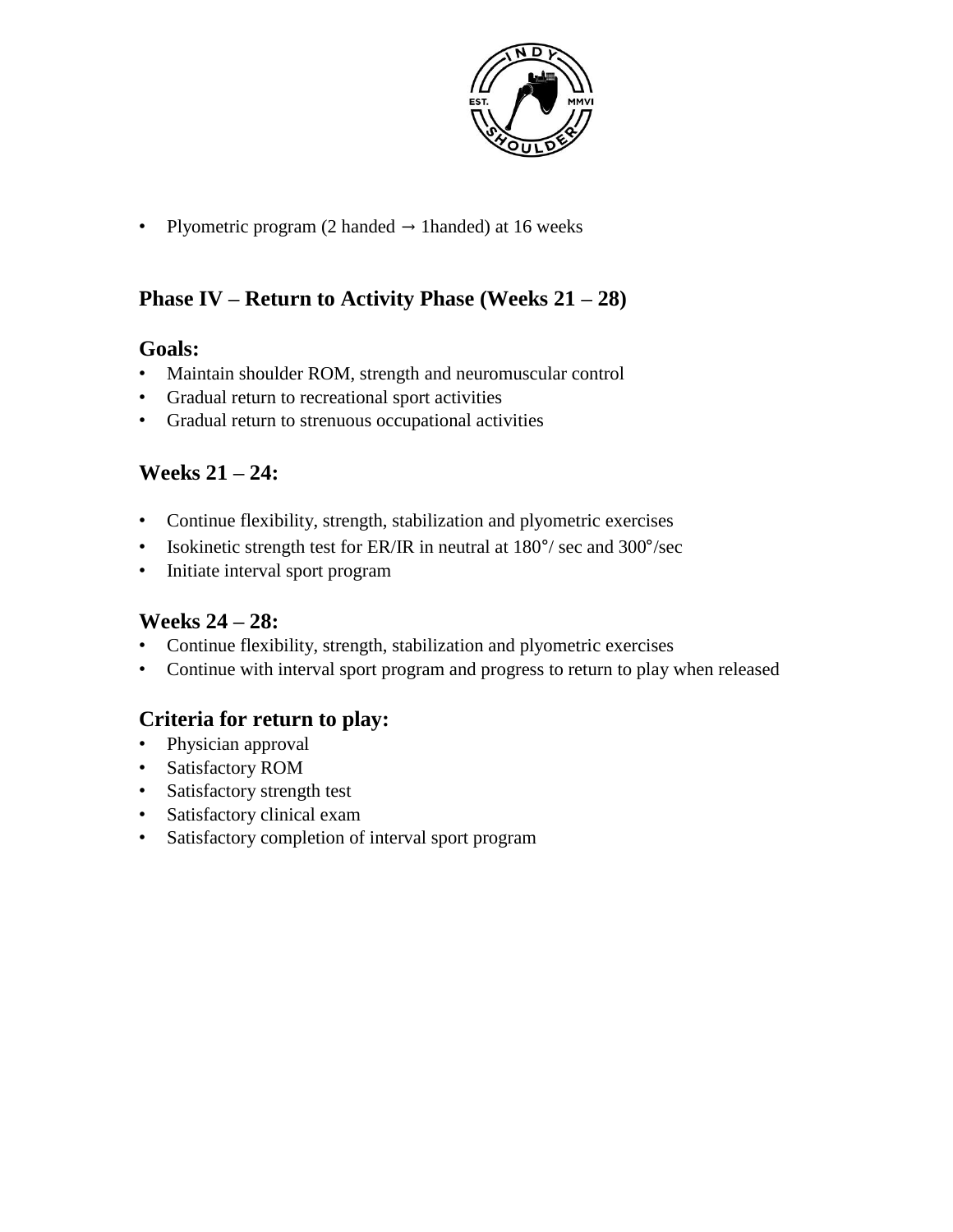- Plyometric program (2 handed → 1handed) at 16 weeks

## Phase IV – Return to Activity Phase (Weeks 21 – 28)

### Goals:

- Maintain shoulder ROM, strength and neuromuscular control
- Gradual return to recreational sport activities
- Gradual return to strenuous occupational activities

### Weeks 21 – 24:

- Continue flexibility, strength, stabilization and plyometric exercises
- Isokinetic strength test for ER/IR in neutral at 180°/ sec and 300°/sec
- Initiate interval sport program

### Weeks 24 – 28:

- Continue flexibility, strength, stabilization and plyometric exercises
- Continue with interval sport program and progress to return to play when released

### Criteria for return to play:

- Physician approval
- Satisfactory ROM
- Satisfactory strength test
- Satisfactory clinical exam
- Satisfactory completion of interval sport program